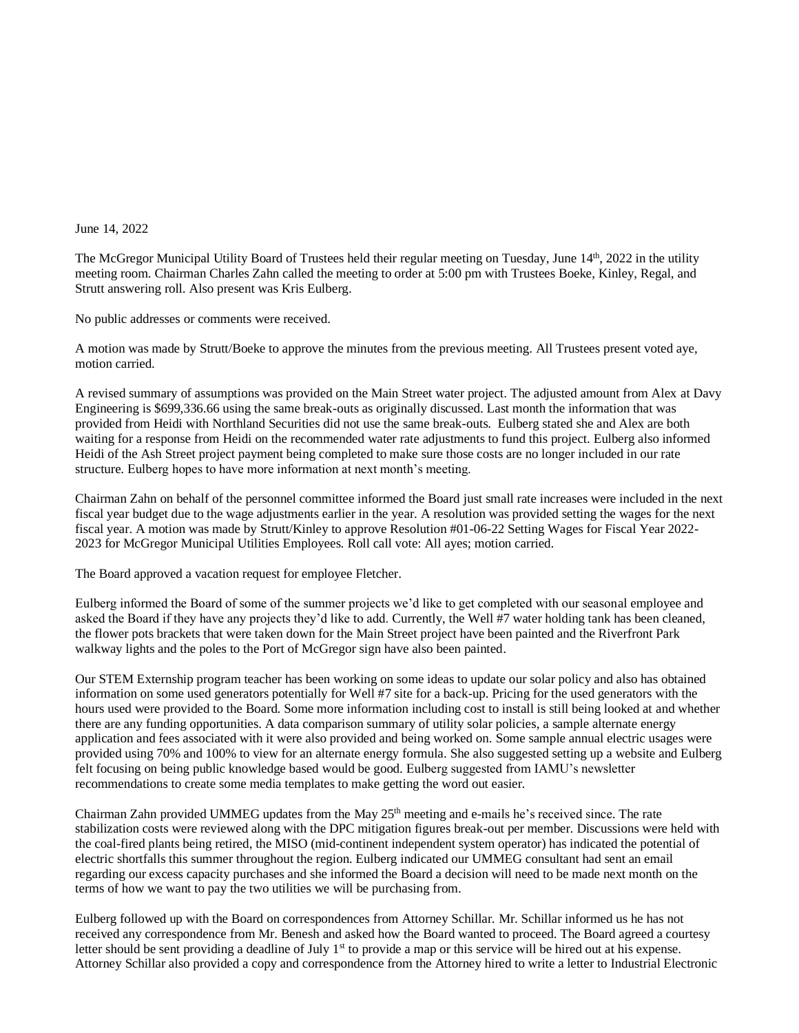June 14, 2022

The McGregor Municipal Utility Board of Trustees held their regular meeting on Tuesday, June 14th, 2022 in the utility meeting room. Chairman Charles Zahn called the meeting to order at 5:00 pm with Trustees Boeke, Kinley, Regal, and Strutt answering roll. Also present was Kris Eulberg.

No public addresses or comments were received.

A motion was made by Strutt/Boeke to approve the minutes from the previous meeting. All Trustees present voted aye, motion carried.

A revised summary of assumptions was provided on the Main Street water project. The adjusted amount from Alex at Davy Engineering is $699,336.66 using the same break-outs as originally discussed. Last month the information that was provided from Heidi with Northland Securities did not use the same break-outs. Eulberg stated she and Alex are both waiting for a response from Heidi on the recommended water rate adjustments to fund this project. Eulberg also informed Heidi of the Ash Street project payment being completed to make sure those costs are no longer included in our rate structure. Eulberg hopes to have more information at next month's meeting.

Chairman Zahn on behalf of the personnel committee informed the Board just small rate increases were included in the next fiscal year budget due to the wage adjustments earlier in the year. A resolution was provided setting the wages for the next fiscal year. A motion was made by Strutt/Kinley to approve Resolution #01-06-22 Setting Wages for Fiscal Year 2022-2023 for McGregor Municipal Utilities Employees. Roll call vote: All ayes; motion carried.

The Board approved a vacation request for employee Fletcher.

Eulberg informed the Board of some of the summer projects we'd like to get completed with our seasonal employee and asked the Board if they have any projects they'd like to add. Currently, the Well #7 water holding tank has been cleaned, the flower pots brackets that were taken down for the Main Street project have been painted and the Riverfront Park walkway lights and the poles to the Port of McGregor sign have also been painted.

Our STEM Externship program teacher has been working on some ideas to update our solar policy and also has obtained information on some used generators potentially for Well #7 site for a back-up. Pricing for the used generators with the hours used were provided to the Board. Some more information including cost to install is still being looked at and whether there are any funding opportunities. A data comparison summary of utility solar policies, a sample alternate energy application and fees associated with it were also provided and being worked on. Some sample annual electric usages were provided using 70% and 100% to view for an alternate energy formula. She also suggested setting up a website and Eulberg felt focusing on being public knowledge based would be good. Eulberg suggested from IAMU's newsletter recommendations to create some media templates to make getting the word out easier.

Chairman Zahn provided UMMEG updates from the May 25th meeting and e-mails he's received since. The rate stabilization costs were reviewed along with the DPC mitigation figures break-out per member. Discussions were held with the coal-fired plants being retired, the MISO (mid-continent independent system operator) has indicated the potential of electric shortfalls this summer throughout the region. Eulberg indicated our UMMEG consultant had sent an email regarding our excess capacity purchases and she informed the Board a decision will need to be made next month on the terms of how we want to pay the two utilities we will be purchasing from.

Eulberg followed up with the Board on correspondences from Attorney Schillar. Mr. Schillar informed us he has not received any correspondence from Mr. Benesh and asked how the Board wanted to proceed. The Board agreed a courtesy letter should be sent providing a deadline of July 1st to provide a map or this service will be hired out at his expense. Attorney Schillar also provided a copy and correspondence from the Attorney hired to write a letter to Industrial Electronic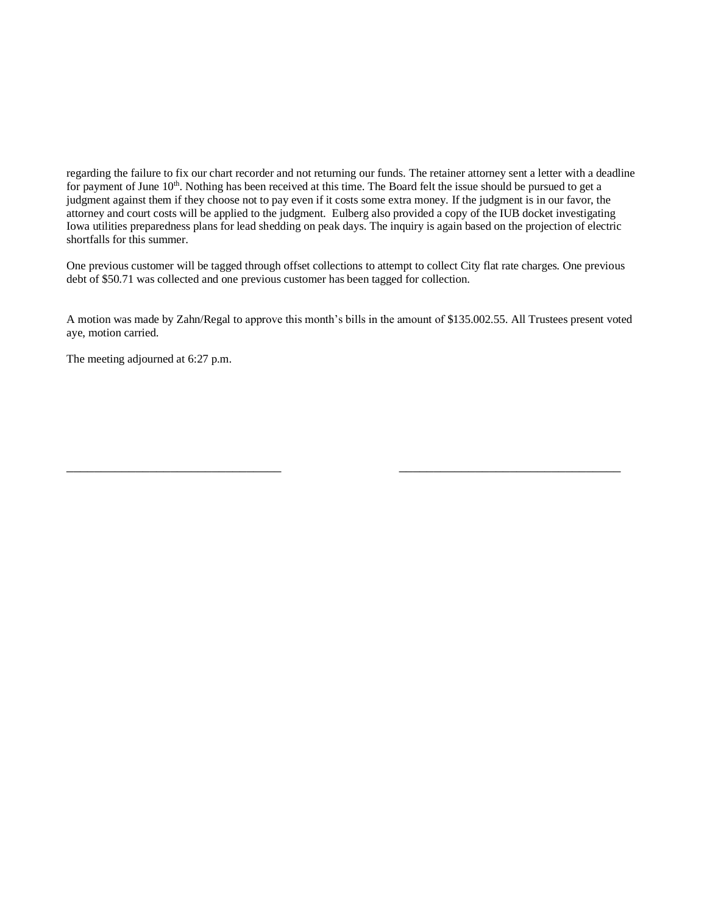regarding the failure to fix our chart recorder and not returning our funds. The retainer attorney sent a letter with a deadline for payment of June 10th. Nothing has been received at this time. The Board felt the issue should be pursued to get a judgment against them if they choose not to pay even if it costs some extra money. If the judgment is in our favor, the attorney and court costs will be applied to the judgment. Eulberg also provided a copy of the IUB docket investigating Iowa utilities preparedness plans for lead shedding on peak days. The inquiry is again based on the projection of electric shortfalls for this summer.

One previous customer will be tagged through offset collections to attempt to collect City flat rate charges. One previous debt of $50.71 was collected and one previous customer has been tagged for collection.

A motion was made by Zahn/Regal to approve this month's bills in the amount of $135.002.55. All Trustees present voted aye, motion carried.

The meeting adjourned at 6:27 p.m.

\_\_\_\_\_\_\_\_\_\_\_\_\_\_\_\_\_\_\_\_\_\_\_\_\_\_\_\_\_\_\_\_\_\_\_\_ \_\_\_\_\_\_\_\_\_\_\_\_\_\_\_\_\_\_\_\_\_\_\_\_\_\_\_\_\_\_\_\_\_\_\_\_\_\_